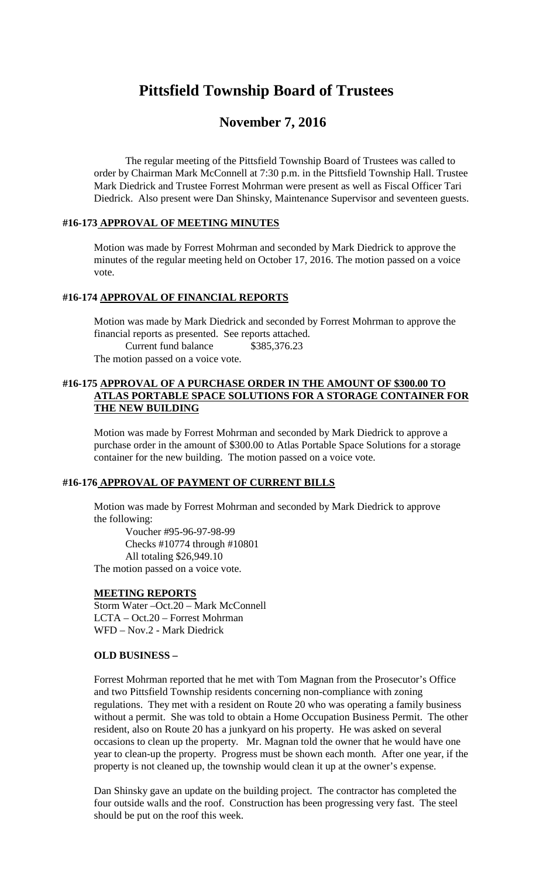# Pittsfield Township Board of Trustees

## November 7, 2016

The regular meeting of the Pittsfield Township Board of Trustees was called to order by Chairman Mark McConnell at 7:30 p.m. in the Pittsfield Township Hall. Trustee Mark Diedrick and Trustee Forrest Mohrman were present as well as Fiscal Officer Tari Diedrick. Also present were Dan Shinsky, Maintenance Supervisor and seventeen guests.

### #16-173 APPROVAL OF MEETING MINUTES

Motion was made by Forrest Mohrman and seconded by Mark Diedrick to approve the minutes of the regular meeting held on October 17, 2016. The motion passed on a voice vote.

### #16-174 APPROVAL OF FINANCIAL REPORTS

Motion was made by Mark Diedrick and seconded by Forrest Mohrman to approve the financial reports as presented. See reports attached.

Current fund balance $385,376.23

The motion passed on a voice vote.

### #16-175 APPROVAL OF A PURCHASE ORDER IN THE AMOUNT OF $300.00 TO ATLAS PORTABLE SPACE SOLUTIONS FOR A STORAGE CONTAINER FOR THE NEW BUILDING

Motion was made by Forrest Mohrman and seconded by Mark Diedrick to approve a purchase order in the amount of $300.00 to Atlas Portable Space Solutions for a storage container for the new building. The motion passed on a voice vote.

### #16-176 APPROVAL OF PAYMENT OF CURRENT BILLS

Motion was made by Forrest Mohrman and seconded by Mark Diedrick to approve the following:

Voucher #95-96-97-98-99
Checks #10774 through #10801
All totaling $26,949.10

The motion passed on a voice vote.

### MEETING REPORTS

Storm Water –Oct.20 – Mark McConnell
LCTA – Oct.20 – Forrest Mohrman
WFD – Nov.2 - Mark Diedrick

### OLD BUSINESS –

Forrest Mohrman reported that he met with Tom Magnan from the Prosecutor's Office and two Pittsfield Township residents concerning non-compliance with zoning regulations. They met with a resident on Route 20 who was operating a family business without a permit. She was told to obtain a Home Occupation Business Permit. The other resident, also on Route 20 has a junkyard on his property. He was asked on several occasions to clean up the property. Mr. Magnan told the owner that he would have one year to clean-up the property. Progress must be shown each month. After one year, if the property is not cleaned up, the township would clean it up at the owner's expense.

Dan Shinsky gave an update on the building project. The contractor has completed the four outside walls and the roof. Construction has been progressing very fast. The steel should be put on the roof this week.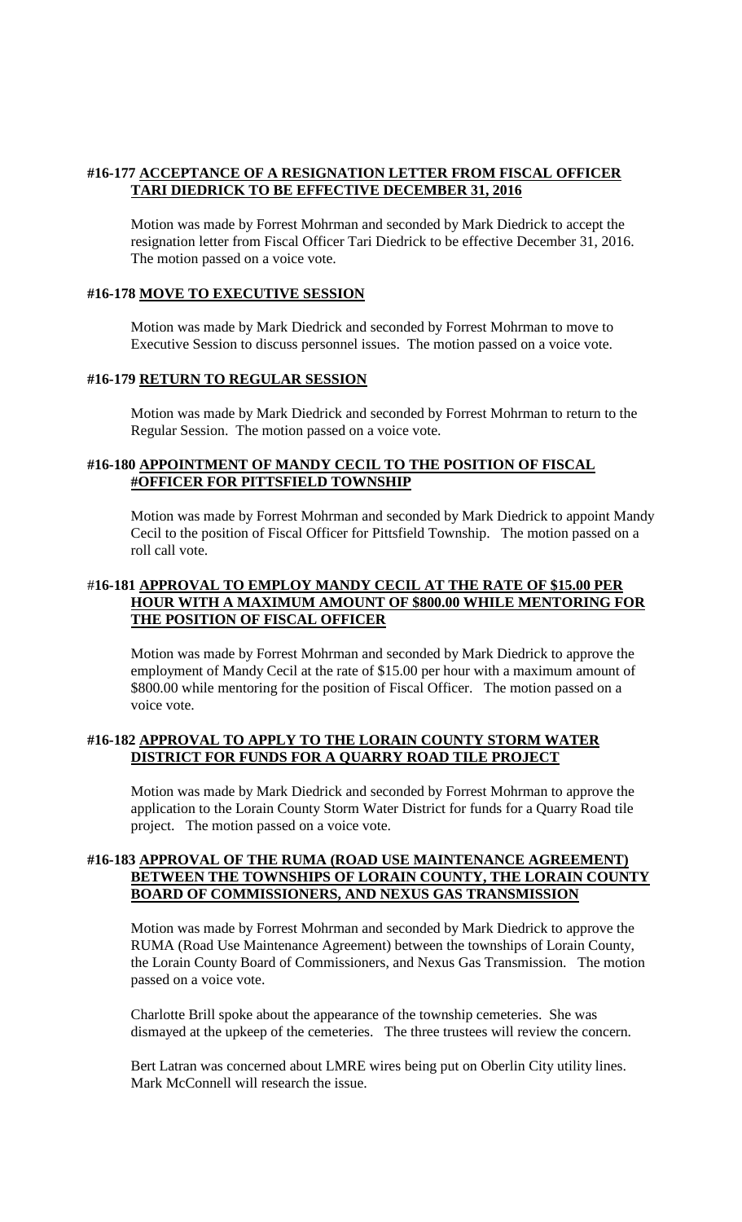**#16-177 <u>ACCEPTANCE OF A RESIGNATION LETTER FROM FISCAL OFFICER TARI DIEDRICK TO BE EFFECTIVE DECEMBER 31, 2016</u>**

Motion was made by Forrest Mohrman and seconded by Mark Diedrick to accept the resignation letter from Fiscal Officer Tari Diedrick to be effective December 31, 2016. The motion passed on a voice vote.

**#16-178 <u>MOVE TO EXECUTIVE SESSION</u>**

Motion was made by Mark Diedrick and seconded by Forrest Mohrman to move to Executive Session to discuss personnel issues. The motion passed on a voice vote.

**#16-179 <u>RETURN TO REGULAR SESSION</u>**

Motion was made by Mark Diedrick and seconded by Forrest Mohrman to return to the Regular Session. The motion passed on a voice vote.

**#16-180 <u>APPOINTMENT OF MANDY CECIL TO THE POSITION OF FISCAL #OFFICER FOR PITTSFIELD TOWNSHIP</u>**

Motion was made by Forrest Mohrman and seconded by Mark Diedrick to appoint Mandy Cecil to the position of Fiscal Officer for Pittsfield Township. The motion passed on a roll call vote.

**#16-181 <u>APPROVAL TO EMPLOY MANDY CECIL AT THE RATE OF $15.00 PER HOUR WITH A MAXIMUM AMOUNT OF $800.00 WHILE MENTORING FOR THE POSITION OF FISCAL OFFICER</u>**

Motion was made by Forrest Mohrman and seconded by Mark Diedrick to approve the employment of Mandy Cecil at the rate of $15.00 per hour with a maximum amount of $800.00 while mentoring for the position of Fiscal Officer. The motion passed on a voice vote.

**#16-182 <u>APPROVAL TO APPLY TO THE LORAIN COUNTY STORM WATER DISTRICT FOR FUNDS FOR A QUARRY ROAD TILE PROJECT</u>**

Motion was made by Mark Diedrick and seconded by Forrest Mohrman to approve the application to the Lorain County Storm Water District for funds for a Quarry Road tile project. The motion passed on a voice vote.

**#16-183 <u>APPROVAL OF THE RUMA (ROAD USE MAINTENANCE AGREEMENT) BETWEEN THE TOWNSHIPS OF LORAIN COUNTY, THE LORAIN COUNTY BOARD OF COMMISSIONERS, AND NEXUS GAS TRANSMISSION</u>**

Motion was made by Forrest Mohrman and seconded by Mark Diedrick to approve the RUMA (Road Use Maintenance Agreement) between the townships of Lorain County, the Lorain County Board of Commissioners, and Nexus Gas Transmission. The motion passed on a voice vote.

Charlotte Brill spoke about the appearance of the township cemeteries. She was dismayed at the upkeep of the cemeteries. The three trustees will review the concern.

Bert Latran was concerned about LMRE wires being put on Oberlin City utility lines. Mark McConnell will research the issue.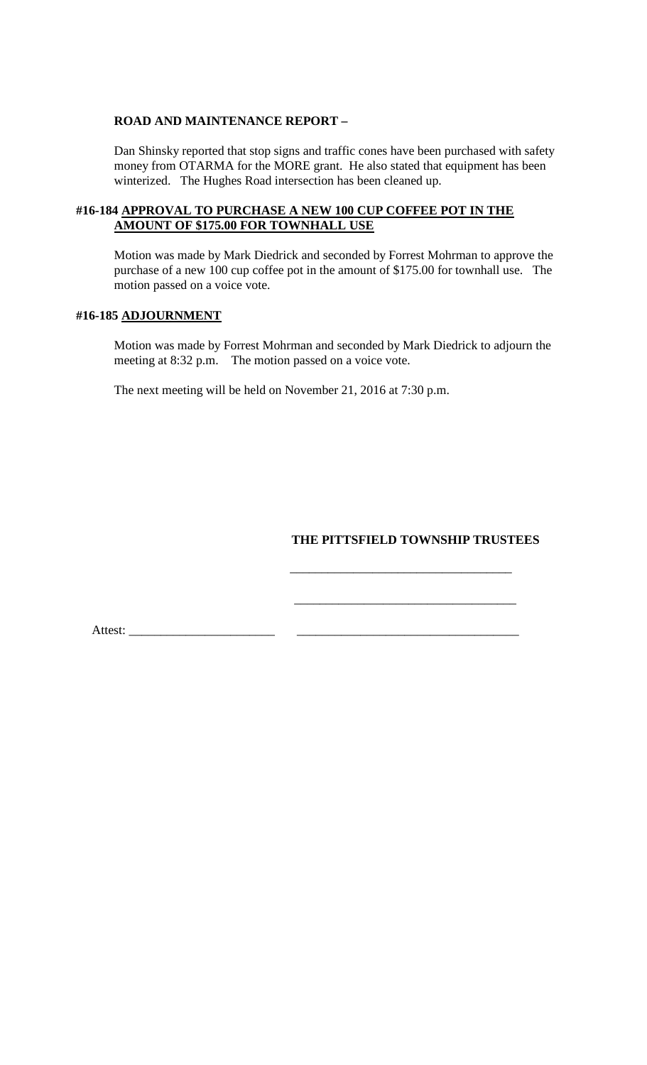**ROAD AND MAINTENANCE REPORT –**

Dan Shinsky reported that stop signs and traffic cones have been purchased with safety money from OTARMA for the MORE grant. He also stated that equipment has been winterized. The Hughes Road intersection has been cleaned up.

**#16-184 APPROVAL TO PURCHASE A NEW 100 CUP COFFEE POT IN THE AMOUNT OF $175.00 FOR TOWNHALL USE**

Motion was made by Mark Diedrick and seconded by Forrest Mohrman to approve the purchase of a new 100 cup coffee pot in the amount of $175.00 for townhall use. The motion passed on a voice vote.

**#16-185 ADJOURNMENT**

Motion was made by Forrest Mohrman and seconded by Mark Diedrick to adjourn the meeting at 8:32 p.m. The motion passed on a voice vote.

The next meeting will be held on November 21, 2016 at 7:30 p.m.

**THE PITTSFIELD TOWNSHIP TRUSTEES**

___________________________________

___________________________________

Attest: _______________________ ___________________________________